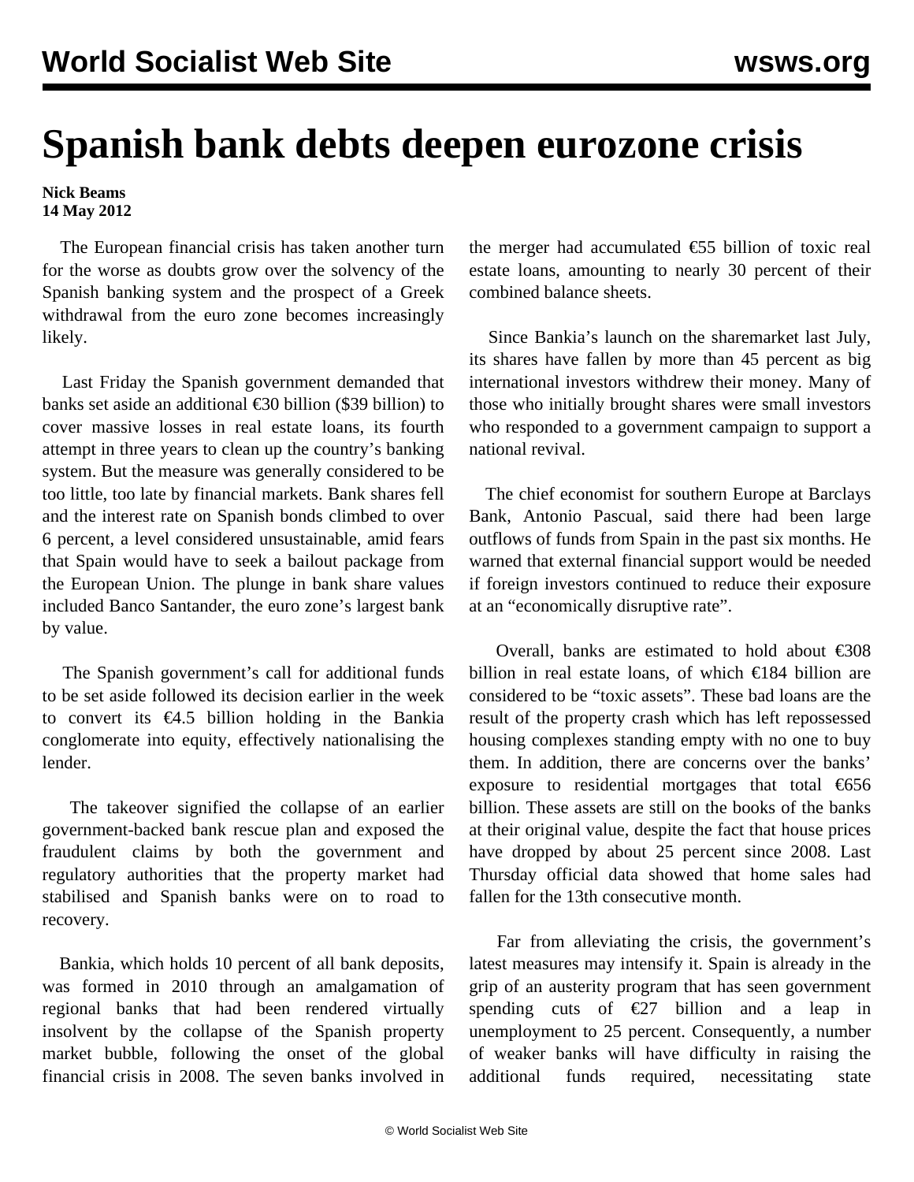# Spanish bank debts deepen eurozone crisis

**Nick Beams**
**14 May 2012**

The European financial crisis has taken another turn for the worse as doubts grow over the solvency of the Spanish banking system and the prospect of a Greek withdrawal from the euro zone becomes increasingly likely.

Last Friday the Spanish government demanded that banks set aside an additional €30 billion ($39 billion) to cover massive losses in real estate loans, its fourth attempt in three years to clean up the country's banking system. But the measure was generally considered to be too little, too late by financial markets. Bank shares fell and the interest rate on Spanish bonds climbed to over 6 percent, a level considered unsustainable, amid fears that Spain would have to seek a bailout package from the European Union. The plunge in bank share values included Banco Santander, the euro zone's largest bank by value.

The Spanish government's call for additional funds to be set aside followed its decision earlier in the week to convert its €4.5 billion holding in the Bankia conglomerate into equity, effectively nationalising the lender.

The takeover signified the collapse of an earlier government-backed bank rescue plan and exposed the fraudulent claims by both the government and regulatory authorities that the property market had stabilised and Spanish banks were on to road to recovery.

Bankia, which holds 10 percent of all bank deposits, was formed in 2010 through an amalgamation of regional banks that had been rendered virtually insolvent by the collapse of the Spanish property market bubble, following the onset of the global financial crisis in 2008. The seven banks involved in the merger had accumulated €55 billion of toxic real estate loans, amounting to nearly 30 percent of their combined balance sheets.

Since Bankia's launch on the sharemarket last July, its shares have fallen by more than 45 percent as big international investors withdrew their money. Many of those who initially brought shares were small investors who responded to a government campaign to support a national revival.

The chief economist for southern Europe at Barclays Bank, Antonio Pascual, said there had been large outflows of funds from Spain in the past six months. He warned that external financial support would be needed if foreign investors continued to reduce their exposure at an "economically disruptive rate".

Overall, banks are estimated to hold about €308 billion in real estate loans, of which €184 billion are considered to be "toxic assets". These bad loans are the result of the property crash which has left repossessed housing complexes standing empty with no one to buy them. In addition, there are concerns over the banks' exposure to residential mortgages that total €656 billion. These assets are still on the books of the banks at their original value, despite the fact that house prices have dropped by about 25 percent since 2008. Last Thursday official data showed that home sales had fallen for the 13th consecutive month.

Far from alleviating the crisis, the government's latest measures may intensify it. Spain is already in the grip of an austerity program that has seen government spending cuts of €27 billion and a leap in unemployment to 25 percent. Consequently, a number of weaker banks will have difficulty in raising the additional funds required, necessitating state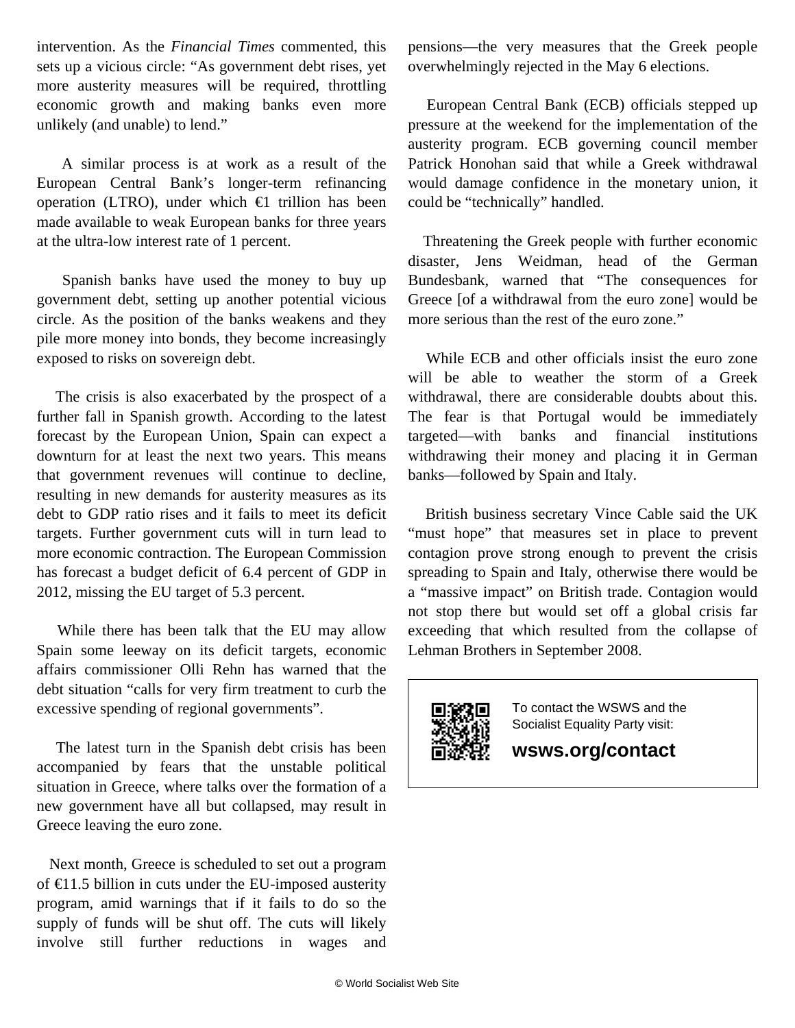intervention. As the *Financial Times* commented, this sets up a vicious circle: "As government debt rises, yet more austerity measures will be required, throttling economic growth and making banks even more unlikely (and unable) to lend."

A similar process is at work as a result of the European Central Bank's longer-term refinancing operation (LTRO), under which €1 trillion has been made available to weak European banks for three years at the ultra-low interest rate of 1 percent.

Spanish banks have used the money to buy up government debt, setting up another potential vicious circle. As the position of the banks weakens and they pile more money into bonds, they become increasingly exposed to risks on sovereign debt.

The crisis is also exacerbated by the prospect of a further fall in Spanish growth. According to the latest forecast by the European Union, Spain can expect a downturn for at least the next two years. This means that government revenues will continue to decline, resulting in new demands for austerity measures as its debt to GDP ratio rises and it fails to meet its deficit targets. Further government cuts will in turn lead to more economic contraction. The European Commission has forecast a budget deficit of 6.4 percent of GDP in 2012, missing the EU target of 5.3 percent.

While there has been talk that the EU may allow Spain some leeway on its deficit targets, economic affairs commissioner Olli Rehn has warned that the debt situation "calls for very firm treatment to curb the excessive spending of regional governments".

The latest turn in the Spanish debt crisis has been accompanied by fears that the unstable political situation in Greece, where talks over the formation of a new government have all but collapsed, may result in Greece leaving the euro zone.

Next month, Greece is scheduled to set out a program of €11.5 billion in cuts under the EU-imposed austerity program, amid warnings that if it fails to do so the supply of funds will be shut off. The cuts will likely involve still further reductions in wages and pensions—the very measures that the Greek people overwhelmingly rejected in the May 6 elections.

European Central Bank (ECB) officials stepped up pressure at the weekend for the implementation of the austerity program. ECB governing council member Patrick Honohan said that while a Greek withdrawal would damage confidence in the monetary union, it could be "technically" handled.

Threatening the Greek people with further economic disaster, Jens Weidman, head of the German Bundesbank, warned that "The consequences for Greece [of a withdrawal from the euro zone] would be more serious than the rest of the euro zone."

While ECB and other officials insist the euro zone will be able to weather the storm of a Greek withdrawal, there are considerable doubts about this. The fear is that Portugal would be immediately targeted—with banks and financial institutions withdrawing their money and placing it in German banks—followed by Spain and Italy.

British business secretary Vince Cable said the UK "must hope" that measures set in place to prevent contagion prove strong enough to prevent the crisis spreading to Spain and Italy, otherwise there would be a "massive impact" on British trade. Contagion would not stop there but would set off a global crisis far exceeding that which resulted from the collapse of Lehman Brothers in September 2008.

To contact the WSWS and the Socialist Equality Party visit:

**wsws.org/contact**